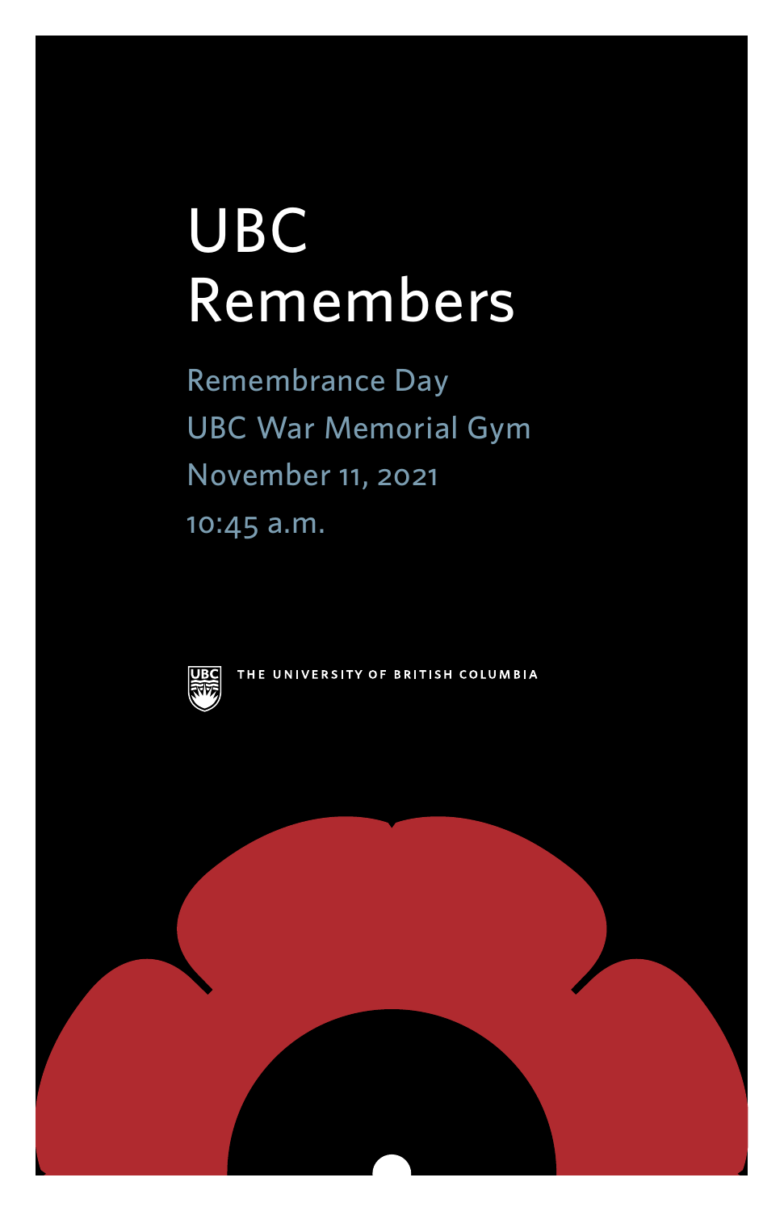# UBC Remembers

Remembrance Day
UBC War Memorial Gym
November 11, 2021
10:45 a.m.

THE UNIVERSITY OF BRITISH COLUMBIA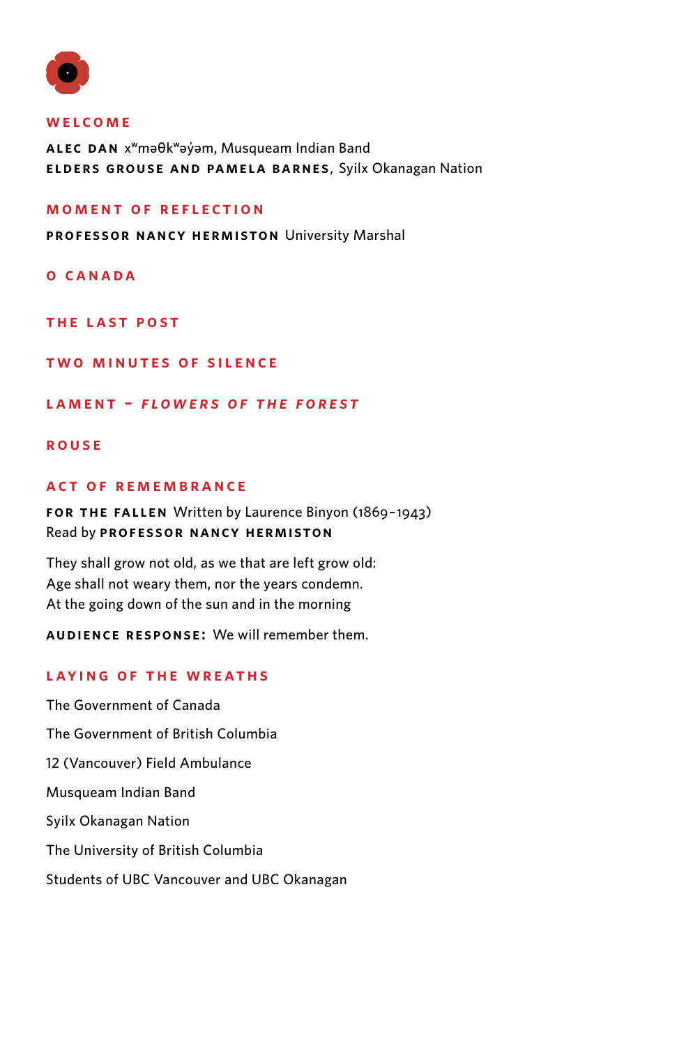## WELCOME

**ALEC DAN** xʷməθkʷəy̓əm, Musqueam Indian Band
**ELDERS GROUSE AND PAMELA BARNES**, Syilx Okanagan Nation

## MOMENT OF REFLECTION

**PROFESSOR NANCY HERMISTON** University Marshal

## O CANADA

## THE LAST POST

## TWO MINUTES OF SILENCE

## LAMENT – *FLOWERS OF THE FOREST*

## ROUSE

## ACT OF REMEMBRANCE

**FOR THE FALLEN** Written by Laurence Binyon (1869–1943)
Read by **PROFESSOR NANCY HERMISTON**

They shall grow not old, as we that are left grow old:
Age shall not weary them, nor the years condemn.
At the going down of the sun and in the morning

**AUDIENCE RESPONSE:** We will remember them.

## LAYING OF THE WREATHS

The Government of Canada

The Government of British Columbia

12 (Vancouver) Field Ambulance

Musqueam Indian Band

Syilx Okanagan Nation

The University of British Columbia

Students of UBC Vancouver and UBC Okanagan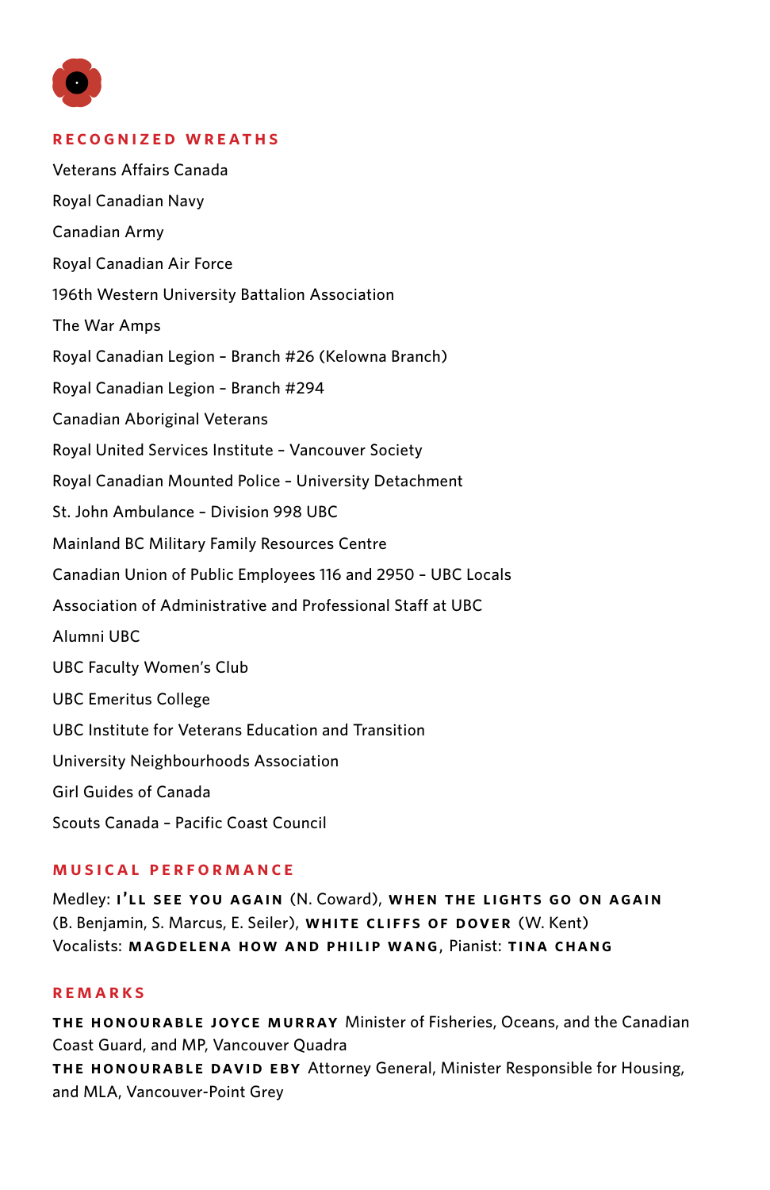## RECOGNIZED WREATHS

Veterans Affairs Canada

Royal Canadian Navy

Canadian Army

Royal Canadian Air Force

196th Western University Battalion Association

The War Amps

Royal Canadian Legion – Branch #26 (Kelowna Branch)

Royal Canadian Legion – Branch #294

Canadian Aboriginal Veterans

Royal United Services Institute – Vancouver Society

Royal Canadian Mounted Police – University Detachment

St. John Ambulance – Division 998 UBC

Mainland BC Military Family Resources Centre

Canadian Union of Public Employees 116 and 2950 – UBC Locals

Association of Administrative and Professional Staff at UBC

Alumni UBC

UBC Faculty Women's Club

UBC Emeritus College

UBC Institute for Veterans Education and Transition

University Neighbourhoods Association

Girl Guides of Canada

Scouts Canada – Pacific Coast Council

## MUSICAL PERFORMANCE

Medley: **I'LL SEE YOU AGAIN** (N. Coward), **WHEN THE LIGHTS GO ON AGAIN** (B. Benjamin, S. Marcus, E. Seiler), **WHITE CLIFFS OF DOVER** (W. Kent)
Vocalists: **MAGDELENA HOW AND PHILIP WANG**, Pianist: **TINA CHANG**

## REMARKS

**THE HONOURABLE JOYCE MURRAY** Minister of Fisheries, Oceans, and the Canadian Coast Guard, and MP, Vancouver Quadra
**THE HONOURABLE DAVID EBY** Attorney General, Minister Responsible for Housing, and MLA, Vancouver-Point Grey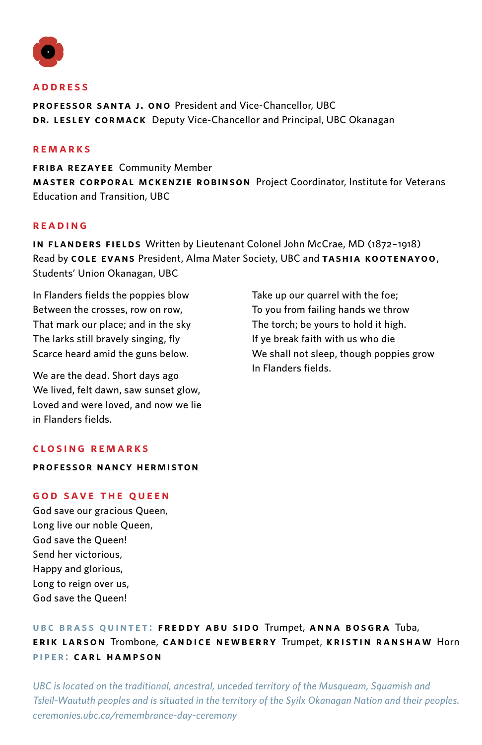## ADDRESS

**PROFESSOR SANTA J. ONO** President and Vice-Chancellor, UBC
**DR. LESLEY CORMACK** Deputy Vice-Chancellor and Principal, UBC Okanagan

## REMARKS

**FRIBA REZAYEE** Community Member
**MASTER CORPORAL MCKENZIE ROBINSON** Project Coordinator, Institute for Veterans Education and Transition, UBC

## READING

**IN FLANDERS FIELDS** Written by Lieutenant Colonel John McCrae, MD (1872–1918)
Read by **COLE EVANS** President, Alma Mater Society, UBC and **TASHIA KOOTENAYOO**, Students' Union Okanagan, UBC

In Flanders fields the poppies blow
Between the crosses, row on row,
That mark our place; and in the sky
The larks still bravely singing, fly
Scarce heard amid the guns below.

We are the dead. Short days ago
We lived, felt dawn, saw sunset glow,
Loved and were loved, and now we lie
in Flanders fields.

Take up our quarrel with the foe;
To you from failing hands we throw
The torch; be yours to hold it high.
If ye break faith with us who die
We shall not sleep, though poppies grow
In Flanders fields.

## CLOSING REMARKS

**PROFESSOR NANCY HERMISTON**

## GOD SAVE THE QUEEN

God save our gracious Queen,
Long live our noble Queen,
God save the Queen!
Send her victorious,
Happy and glorious,
Long to reign over us,
God save the Queen!

UBC BRASS QUINTET: **FREDDY ABU SIDO** Trumpet, **ANNA BOSGRA** Tuba, **ERIK LARSON** Trombone, **CANDICE NEWBERRY** Trumpet, **KRISTIN RANSHAW** Horn
PIPER: **CARL HAMPSON**

*UBC is located on the traditional, ancestral, unceded territory of the Musqueam, Squamish and Tsleil-Waututh peoples and is situated in the territory of the Syilx Okanagan Nation and their peoples.*
*ceremonies.ubc.ca/remembrance-day-ceremony*